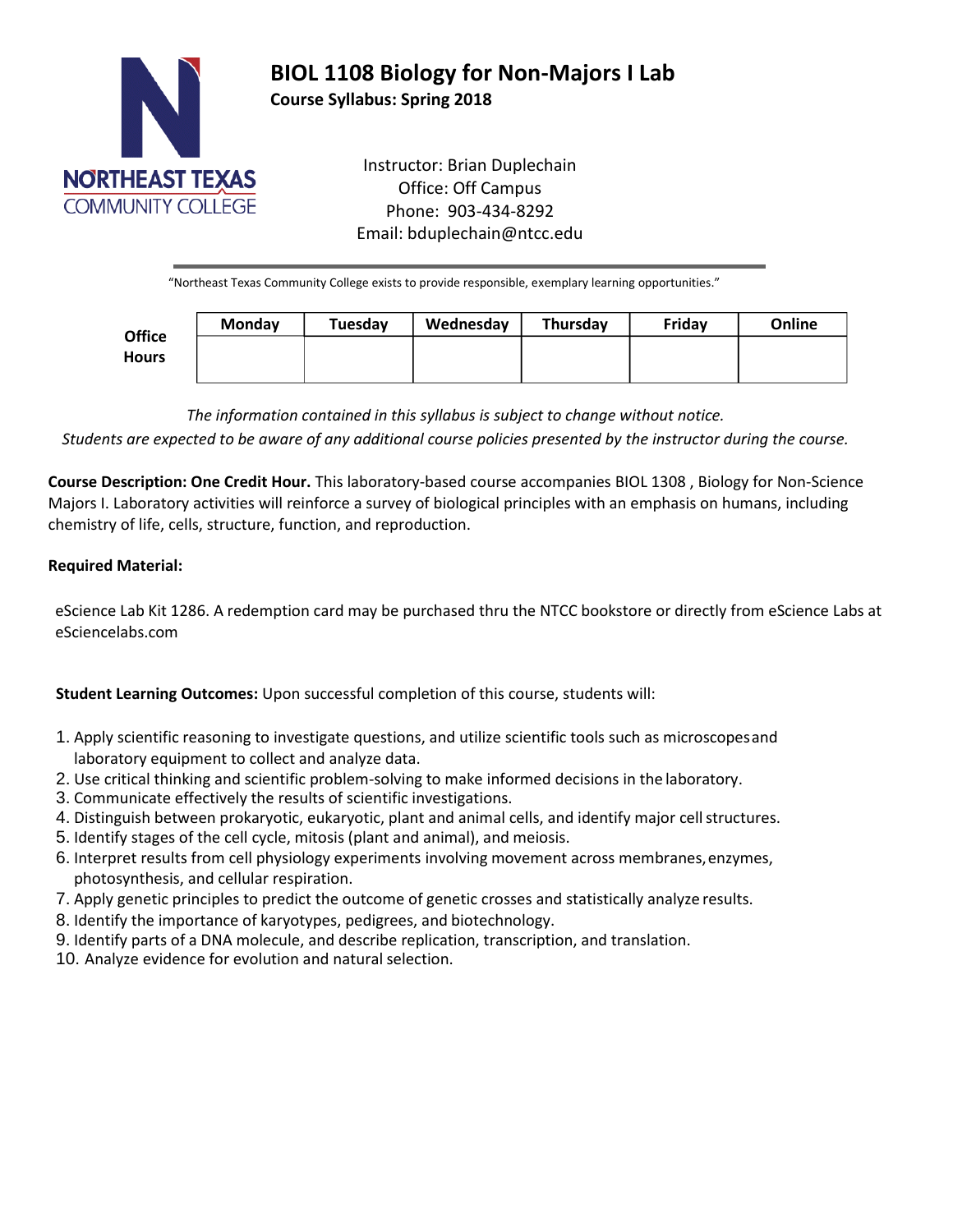# BIOL 1108 Biology for Non-Majors I Lab

**Course Syllabus: Spring 2018**

NORTHEAST TEXAS COMMUNITY COLLEGE

Instructor: Brian Duplechain
Office: Off Campus
Phone: 903-434-8292
Email: bduplechain@ntcc.edu

"Northeast Texas Community College exists to provide responsible, exemplary learning opportunities."

| Office Hours | Monday | Tuesday | Wednesday | Thursday | Friday | Online |
|---|---|---|---|---|---|---|
| | | | | | | |

*The information contained in this syllabus is subject to change without notice.*
*Students are expected to be aware of any additional course policies presented by the instructor during the course.*

**Course Description: One Credit Hour.** This laboratory-based course accompanies BIOL 1308 , Biology for Non-Science Majors I. Laboratory activities will reinforce a survey of biological principles with an emphasis on humans, including chemistry of life, cells, structure, function, and reproduction.

**Required Material:**

eScience Lab Kit 1286. A redemption card may be purchased thru the NTCC bookstore or directly from eScience Labs at eSciencelabs.com

**Student Learning Outcomes:** Upon successful completion of this course, students will:

1. Apply scientific reasoning to investigate questions, and utilize scientific tools such as microscopes and laboratory equipment to collect and analyze data.
2. Use critical thinking and scientific problem-solving to make informed decisions in the laboratory.
3. Communicate effectively the results of scientific investigations.
4. Distinguish between prokaryotic, eukaryotic, plant and animal cells, and identify major cell structures.
5. Identify stages of the cell cycle, mitosis (plant and animal), and meiosis.
6. Interpret results from cell physiology experiments involving movement across membranes, enzymes, photosynthesis, and cellular respiration.
7. Apply genetic principles to predict the outcome of genetic crosses and statistically analyze results.
8. Identify the importance of karyotypes, pedigrees, and biotechnology.
9. Identify parts of a DNA molecule, and describe replication, transcription, and translation.
10. Analyze evidence for evolution and natural selection.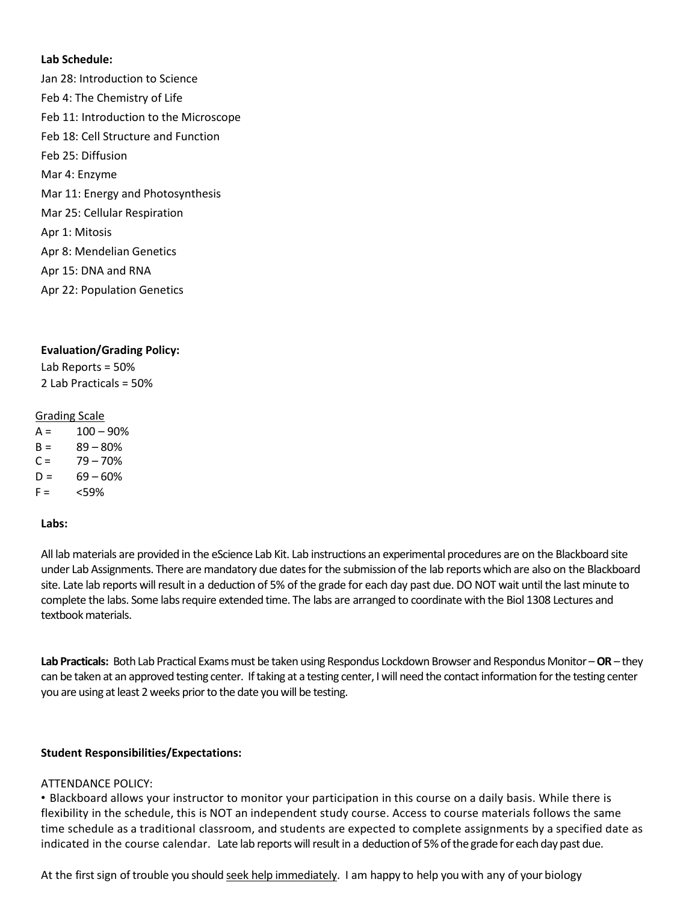**Lab Schedule:**

Jan 28: Introduction to Science
Feb 4: The Chemistry of Life
Feb 11: Introduction to the Microscope
Feb 18: Cell Structure and Function
Feb 25: Diffusion
Mar 4: Enzyme
Mar 11: Energy and Photosynthesis
Mar 25: Cellular Respiration
Apr 1: Mitosis
Apr 8: Mendelian Genetics
Apr 15: DNA and RNA
Apr 22: Population Genetics

**Evaluation/Grading Policy:**

Lab Reports = 50%
2 Lab Practicals = 50%

<u>Grading Scale</u>

| | |
|---|---|
| A = | 100 – 90% |
| B = | 89 – 80% |
| C = | 79 – 70% |
| D = | 69 – 60% |
| F = | <59% |

**Labs:**

All lab materials are provided in the eScience Lab Kit. Lab instructions an experimental procedures are on the Blackboard site under Lab Assignments. There are mandatory due dates for the submission of the lab reports which are also on the Blackboard site. Late lab reports will result in a deduction of 5% of the grade for each day past due. DO NOT wait until the last minute to complete the labs. Some labs require extended time. The labs are arranged to coordinate with the Biol 1308 Lectures and textbook materials.

**Lab Practicals:** Both Lab Practical Exams must be taken using Respondus Lockdown Browser and Respondus Monitor – **OR** – they can be taken at an approved testing center. If taking at a testing center, I will need the contact information for the testing center you are using at least 2 weeks prior to the date you will be testing.

**Student Responsibilities/Expectations:**

ATTENDANCE POLICY:

• Blackboard allows your instructor to monitor your participation in this course on a daily basis. While there is flexibility in the schedule, this is NOT an independent study course. Access to course materials follows the same time schedule as a traditional classroom, and students are expected to complete assignments by a specified date as indicated in the course calendar. Late lab reports will result in a deduction of 5% of the grade for each day past due.

At the first sign of trouble you should <u>seek help immediately</u>. I am happy to help you with any of your biology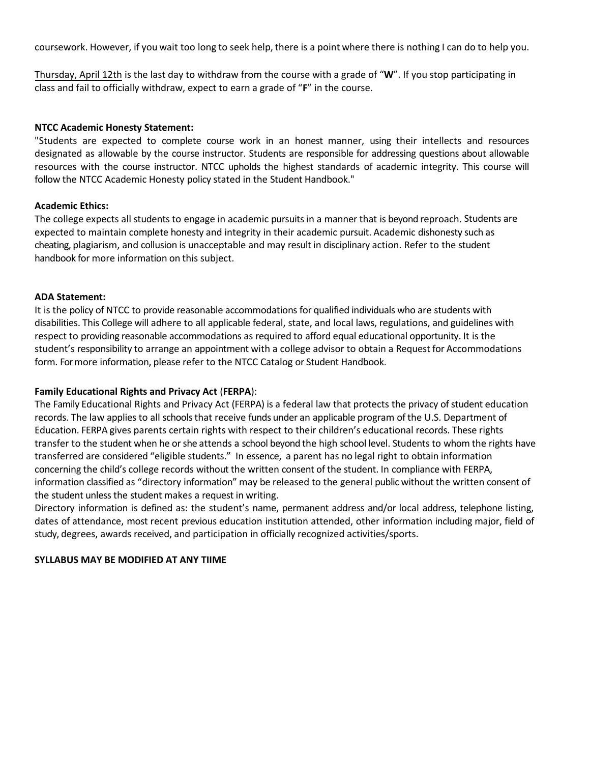coursework. However, if you wait too long to seek help, there is a point where there is nothing I can do to help you.

Thursday, April 12th is the last day to withdraw from the course with a grade of "**W**". If you stop participating in class and fail to officially withdraw, expect to earn a grade of "**F**" in the course.

**NTCC Academic Honesty Statement:**

"Students are expected to complete course work in an honest manner, using their intellects and resources designated as allowable by the course instructor. Students are responsible for addressing questions about allowable resources with the course instructor. NTCC upholds the highest standards of academic integrity. This course will follow the NTCC Academic Honesty policy stated in the Student Handbook."

**Academic Ethics:**

The college expects all students to engage in academic pursuits in a manner that is beyond reproach. Students are expected to maintain complete honesty and integrity in their academic pursuit. Academic dishonesty such as cheating, plagiarism, and collusion is unacceptable and may result in disciplinary action. Refer to the student handbook for more information on this subject.

**ADA Statement:**

It is the policy of NTCC to provide reasonable accommodations for qualified individuals who are students with disabilities. This College will adhere to all applicable federal, state, and local laws, regulations, and guidelines with respect to providing reasonable accommodations as required to afford equal educational opportunity. It is the student's responsibility to arrange an appointment with a college advisor to obtain a Request for Accommodations form. For more information, please refer to the NTCC Catalog or Student Handbook.

**Family Educational Rights and Privacy Act** (**FERPA**):

The Family Educational Rights and Privacy Act (FERPA) is a federal law that protects the privacy of student education records. The law applies to all schools that receive funds under an applicable program of the U.S. Department of Education. FERPA gives parents certain rights with respect to their children's educational records. These rights transfer to the student when he or she attends a school beyond the high school level. Students to whom the rights have transferred are considered "eligible students." In essence, a parent has no legal right to obtain information concerning the child's college records without the written consent of the student. In compliance with FERPA, information classified as "directory information" may be released to the general public without the written consent of the student unless the student makes a request in writing.
Directory information is defined as: the student's name, permanent address and/or local address, telephone listing, dates of attendance, most recent previous education institution attended, other information including major, field of study, degrees, awards received, and participation in officially recognized activities/sports.

**SYLLABUS MAY BE MODIFIED AT ANY TIIME**